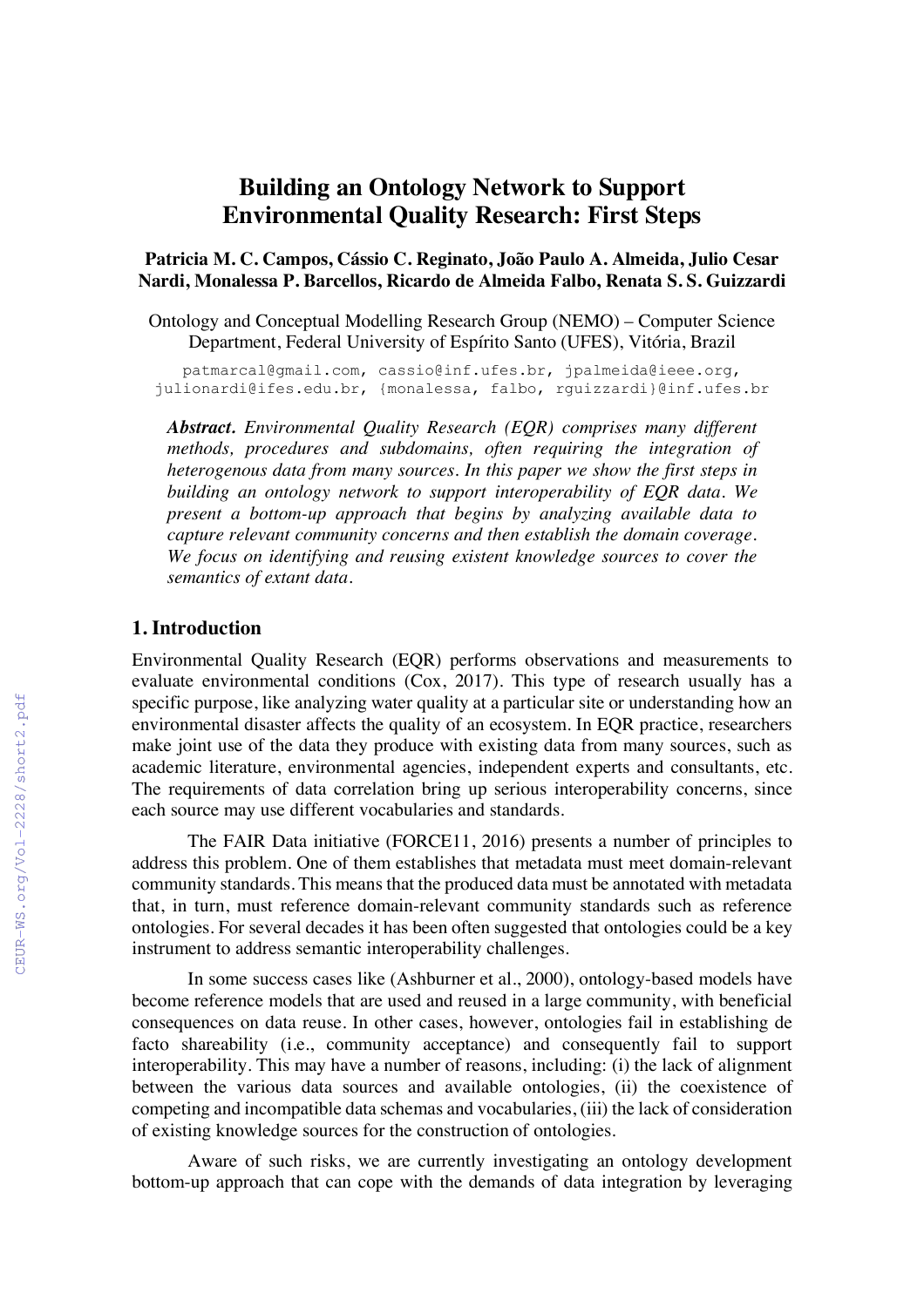# Building an Ontology Network to Support Environmental Quality Research: First Steps

**Patricia M. C. Campos, Cássio C. Reginato, João Paulo A. Almeida, Julio Cesar Nardi, Monalessa P. Barcellos, Ricardo de Almeida Falbo, Renata S. S. Guizzardi**

Ontology and Conceptual Modelling Research Group (NEMO) – Computer Science Department, Federal University of Espírito Santo (UFES), Vitória, Brazil

patmarcal@gmail.com, cassio@inf.ufes.br, jpalmeida@ieee.org, julionardi@ifes.edu.br, {monalessa, falbo, rguizzardi}@inf.ufes.br

***Abstract.*** *Environmental Quality Research (EQR) comprises many different methods, procedures and subdomains, often requiring the integration of heterogenous data from many sources. In this paper we show the first steps in building an ontology network to support interoperability of EQR data. We present a bottom-up approach that begins by analyzing available data to capture relevant community concerns and then establish the domain coverage. We focus on identifying and reusing existent knowledge sources to cover the semantics of extant data.*

## 1. Introduction

Environmental Quality Research (EQR) performs observations and measurements to evaluate environmental conditions (Cox, 2017). This type of research usually has a specific purpose, like analyzing water quality at a particular site or understanding how an environmental disaster affects the quality of an ecosystem. In EQR practice, researchers make joint use of the data they produce with existing data from many sources, such as academic literature, environmental agencies, independent experts and consultants, etc. The requirements of data correlation bring up serious interoperability concerns, since each source may use different vocabularies and standards.

The FAIR Data initiative (FORCE11, 2016) presents a number of principles to address this problem. One of them establishes that metadata must meet domain-relevant community standards. This means that the produced data must be annotated with metadata that, in turn, must reference domain-relevant community standards such as reference ontologies. For several decades it has been often suggested that ontologies could be a key instrument to address semantic interoperability challenges.

In some success cases like (Ashburner et al., 2000), ontology-based models have become reference models that are used and reused in a large community, with beneficial consequences on data reuse. In other cases, however, ontologies fail in establishing de facto shareability (i.e., community acceptance) and consequently fail to support interoperability. This may have a number of reasons, including: (i) the lack of alignment between the various data sources and available ontologies, (ii) the coexistence of competing and incompatible data schemas and vocabularies, (iii) the lack of consideration of existing knowledge sources for the construction of ontologies.

Aware of such risks, we are currently investigating an ontology development bottom-up approach that can cope with the demands of data integration by leveraging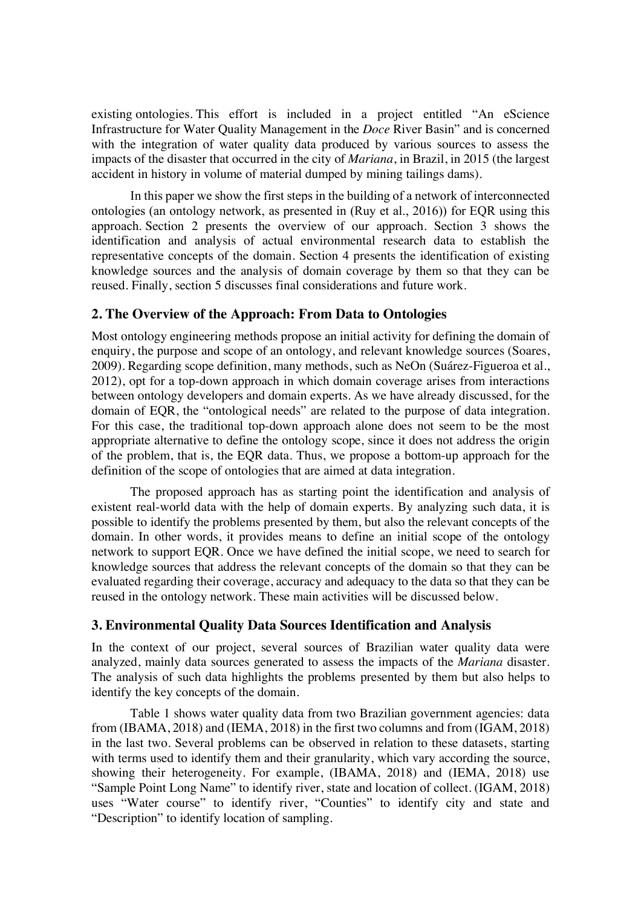existing ontologies. This effort is included in a project entitled "An eScience Infrastructure for Water Quality Management in the *Doce* River Basin" and is concerned with the integration of water quality data produced by various sources to assess the impacts of the disaster that occurred in the city of *Mariana*, in Brazil, in 2015 (the largest accident in history in volume of material dumped by mining tailings dams).

In this paper we show the first steps in the building of a network of interconnected ontologies (an ontology network, as presented in (Ruy et al., 2016)) for EQR using this approach. Section 2 presents the overview of our approach. Section 3 shows the identification and analysis of actual environmental research data to establish the representative concepts of the domain. Section 4 presents the identification of existing knowledge sources and the analysis of domain coverage by them so that they can be reused. Finally, section 5 discusses final considerations and future work.

## 2. The Overview of the Approach: From Data to Ontologies

Most ontology engineering methods propose an initial activity for defining the domain of enquiry, the purpose and scope of an ontology, and relevant knowledge sources (Soares, 2009). Regarding scope definition, many methods, such as NeOn (Suárez-Figueroa et al., 2012), opt for a top-down approach in which domain coverage arises from interactions between ontology developers and domain experts. As we have already discussed, for the domain of EQR, the "ontological needs" are related to the purpose of data integration. For this case, the traditional top-down approach alone does not seem to be the most appropriate alternative to define the ontology scope, since it does not address the origin of the problem, that is, the EQR data. Thus, we propose a bottom-up approach for the definition of the scope of ontologies that are aimed at data integration.

The proposed approach has as starting point the identification and analysis of existent real-world data with the help of domain experts. By analyzing such data, it is possible to identify the problems presented by them, but also the relevant concepts of the domain. In other words, it provides means to define an initial scope of the ontology network to support EQR. Once we have defined the initial scope, we need to search for knowledge sources that address the relevant concepts of the domain so that they can be evaluated regarding their coverage, accuracy and adequacy to the data so that they can be reused in the ontology network. These main activities will be discussed below.

## 3. Environmental Quality Data Sources Identification and Analysis

In the context of our project, several sources of Brazilian water quality data were analyzed, mainly data sources generated to assess the impacts of the *Mariana* disaster. The analysis of such data highlights the problems presented by them but also helps to identify the key concepts of the domain.

Table 1 shows water quality data from two Brazilian government agencies: data from (IBAMA, 2018) and (IEMA, 2018) in the first two columns and from (IGAM, 2018) in the last two. Several problems can be observed in relation to these datasets, starting with terms used to identify them and their granularity, which vary according the source, showing their heterogeneity. For example, (IBAMA, 2018) and (IEMA, 2018) use "Sample Point Long Name" to identify river, state and location of collect. (IGAM, 2018) uses "Water course" to identify river, "Counties" to identify city and state and "Description" to identify location of sampling.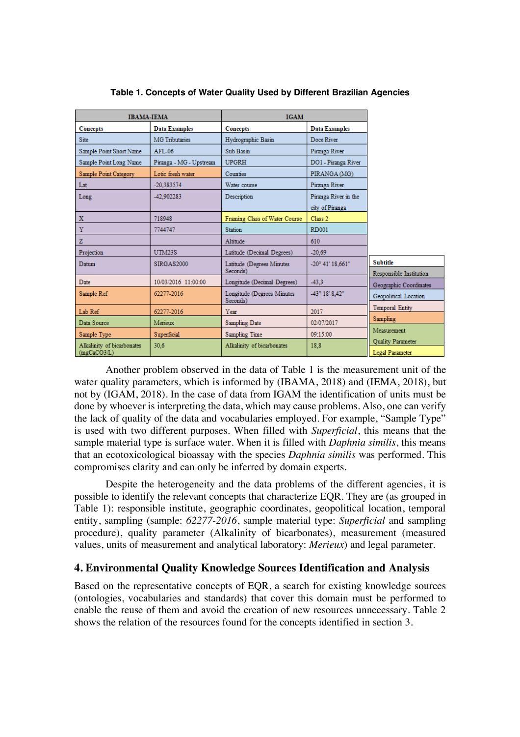**Table 1. Concepts of Water Quality Used by Different Brazilian Agencies**

| IBAMA-IEMA | | IGAM | |
|---|---|---|---|
| **Concepts** | **Data Examples** | **Concepts** | **Data Examples** |
| Site | MG Tributaries | Hydrographic Basin | Doce River |
| Sample Point Short Name | AFL-06 | Sub Basin | Piranga River |
| Sample Point Long Name | Piranga - MG - Upstream | UPGRH | DO1 - Piranga River |
| Sample Point Category | Lotic fresh water | Counties | PIRANGA (MG) |
| Lat | -20,383574 | Water course | Piranga River |
| Long | -42,902283 | Description | Piranga River in the city of Piranga |
| X | 718948 | Framing Class of Water Course | Class 2 |
| Y | 7744747 | Station | RD001 |
| Z | | Altitude | 610 |
| Projection | UTM23S | Latitude (Decimal Degrees) | -20,69 |
| Datum | SIRGAS2000 | Latitude (Degrees Minutes Seconds) | -20° 41' 18,661" |
| Date | 10/03/2016 11:00:00 | Longitude (Decimal Degrees) | -43,3 |
| Sample Ref | 62277-2016 | Longitude (Degrees Minutes Seconds) | -43° 18' 8,42" |
| Lab Ref | 62277-2016 | Year | 2017 |
| Data Source | Merieux | Sampling Date | 02/07/2017 |
| Sample Type | Superficial | Sampling Time | 09:15:00 |
| Alkalinity of bicarbonates (mgCaCO3/L) | 30,6 | Alkalinity of bicarbonates | 18,8 |

| **Subtitle** |
|---|
| Responsible Institution |
| Geographic Coordinates |
| Geopolitical Location |
| Temporal Entity |
| Sampling |
| Measurement |
| Quality Parameter |
| Legal Parameter |

Another problem observed in the data of Table 1 is the measurement unit of the water quality parameters, which is informed by (IBAMA, 2018) and (IEMA, 2018), but not by (IGAM, 2018). In the case of data from IGAM the identification of units must be done by whoever is interpreting the data, which may cause problems. Also, one can verify the lack of quality of the data and vocabularies employed. For example, "Sample Type" is used with two different purposes. When filled with *Superficial*, this means that the sample material type is surface water. When it is filled with *Daphnia similis*, this means that an ecotoxicological bioassay with the species *Daphnia similis* was performed. This compromises clarity and can only be inferred by domain experts.

Despite the heterogeneity and the data problems of the different agencies, it is possible to identify the relevant concepts that characterize EQR. They are (as grouped in Table 1): responsible institute, geographic coordinates, geopolitical location, temporal entity, sampling (sample: *62277-2016*, sample material type: *Superficial* and sampling procedure), quality parameter (Alkalinity of bicarbonates), measurement (measured values, units of measurement and analytical laboratory: *Merieux*) and legal parameter.

## 4. Environmental Quality Knowledge Sources Identification and Analysis

Based on the representative concepts of EQR, a search for existing knowledge sources (ontologies, vocabularies and standards) that cover this domain must be performed to enable the reuse of them and avoid the creation of new resources unnecessary. Table 2 shows the relation of the resources found for the concepts identified in section 3.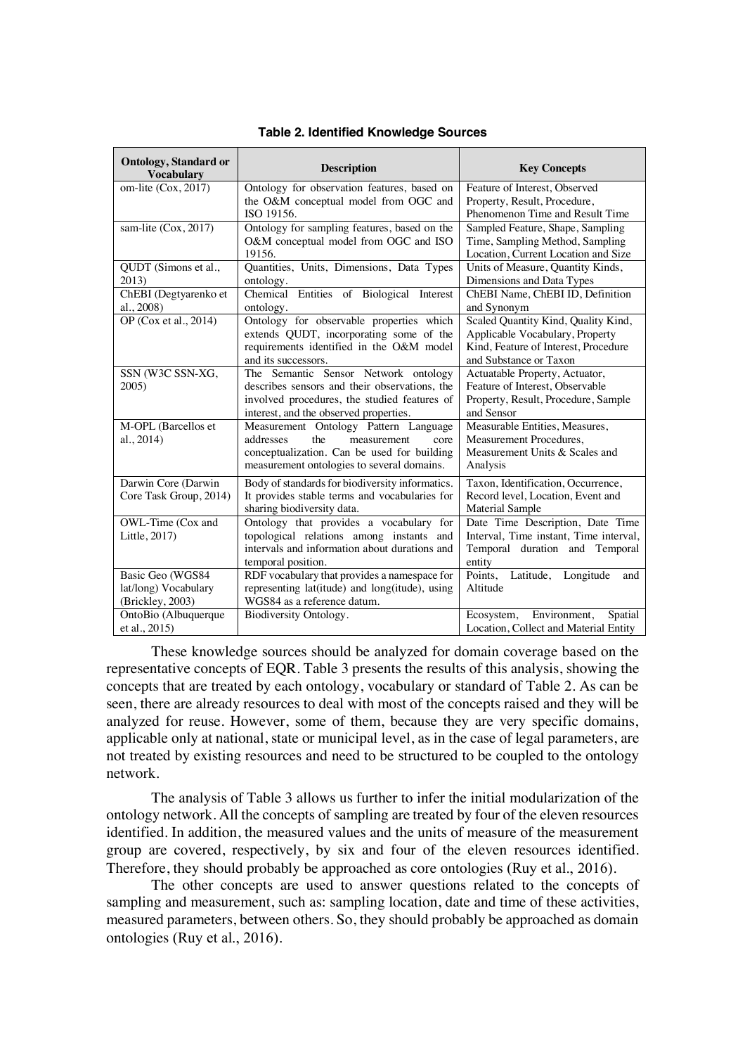**Table 2. Identified Knowledge Sources**

| Ontology, Standard or Vocabulary | Description | Key Concepts |
|---|---|---|
| om-lite (Cox, 2017) | Ontology for observation features, based on the O&M conceptual model from OGC and ISO 19156. | Feature of Interest, Observed Property, Result, Procedure, Phenomenon Time and Result Time |
| sam-lite (Cox, 2017) | Ontology for sampling features, based on the O&M conceptual model from OGC and ISO 19156. | Sampled Feature, Shape, Sampling Time, Sampling Method, Sampling Location, Current Location and Size |
| QUDT (Simons et al., 2013) | Quantities, Units, Dimensions, Data Types ontology. | Units of Measure, Quantity Kinds, Dimensions and Data Types |
| ChEBI (Degtyarenko et al., 2008) | Chemical Entities of Biological Interest ontology. | ChEBI Name, ChEBI ID, Definition and Synonym |
| OP (Cox et al., 2014) | Ontology for observable properties which extends QUDT, incorporating some of the requirements identified in the O&M model and its successors. | Scaled Quantity Kind, Quality Kind, Applicable Vocabulary, Property Kind, Feature of Interest, Procedure and Substance or Taxon |
| SSN (W3C SSN-XG, 2005) | The Semantic Sensor Network ontology describes sensors and their observations, the involved procedures, the studied features of interest, and the observed properties. | Actuatable Property, Actuator, Feature of Interest, Observable Property, Result, Procedure, Sample and Sensor |
| M-OPL (Barcellos et al., 2014) | Measurement Ontology Pattern Language addresses the measurement core conceptualization. Can be used for building measurement ontologies to several domains. | Measurable Entities, Measures, Measurement Procedures, Measurement Units & Scales and Analysis |
| Darwin Core (Darwin Core Task Group, 2014) | Body of standards for biodiversity informatics. It provides stable terms and vocabularies for sharing biodiversity data. | Taxon, Identification, Occurrence, Record level, Location, Event and Material Sample |
| OWL-Time (Cox and Little, 2017) | Ontology that provides a vocabulary for topological relations among instants and intervals and information about durations and temporal position. | Date Time Description, Date Time Interval, Time instant, Time interval, Temporal duration and Temporal entity |
| Basic Geo (WGS84 lat/long) Vocabulary (Brickley, 2003) | RDF vocabulary that provides a namespace for representing lat(itude) and long(itude), using WGS84 as a reference datum. | Points, Latitude, Longitude and Altitude |
| OntoBio (Albuquerque et al., 2015) | Biodiversity Ontology. | Ecosystem, Environment, Spatial Location, Collect and Material Entity |

These knowledge sources should be analyzed for domain coverage based on the representative concepts of EQR. Table 3 presents the results of this analysis, showing the concepts that are treated by each ontology, vocabulary or standard of Table 2. As can be seen, there are already resources to deal with most of the concepts raised and they will be analyzed for reuse. However, some of them, because they are very specific domains, applicable only at national, state or municipal level, as in the case of legal parameters, are not treated by existing resources and need to be structured to be coupled to the ontology network.

The analysis of Table 3 allows us further to infer the initial modularization of the ontology network. All the concepts of sampling are treated by four of the eleven resources identified. In addition, the measured values and the units of measure of the measurement group are covered, respectively, by six and four of the eleven resources identified. Therefore, they should probably be approached as core ontologies (Ruy et al., 2016).

The other concepts are used to answer questions related to the concepts of sampling and measurement, such as: sampling location, date and time of these activities, measured parameters, between others. So, they should probably be approached as domain ontologies (Ruy et al., 2016).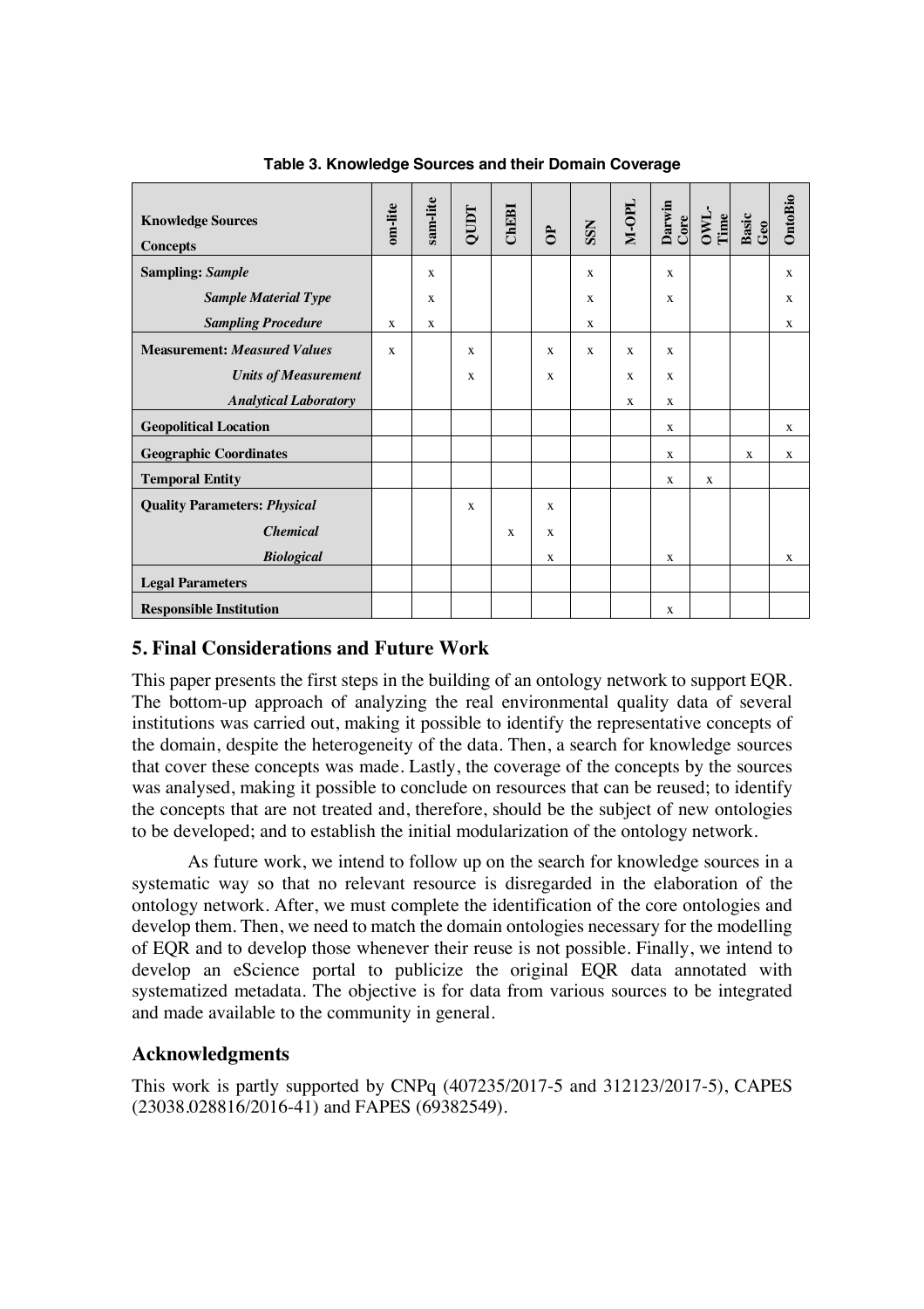**Table 3. Knowledge Sources and their Domain Coverage**

| **Knowledge Sources** / **Concepts** | **om-lite** | **sam-lite** | **QUDT** | **ChEBI** | **OP** | **SSN** | **M-OPL** | **Darwin Core** | **OWL-Time** | **Basic Geo** | **OntoBio** |
|---|---|---|---|---|---|---|---|---|---|---|---|
| **Sampling: *Sample*** | | x | | | | x | | x | | | x |
| ***Sample Material Type*** | | x | | | | x | | x | | | x |
| ***Sampling Procedure*** | x | x | | | | x | | | | | x |
| **Measurement: *Measured Values*** | x | | x | | x | x | x | x | | | |
| ***Units of Measurement*** | | | x | | x | | x | x | | | |
| ***Analytical Laboratory*** | | | | | | | x | x | | | |
| **Geopolitical Location** | | | | | | | | x | | | x |
| **Geographic Coordinates** | | | | | | | | x | | x | x |
| **Temporal Entity** | | | | | | | | x | x | | |
| **Quality Parameters: *Physical*** | | | x | | x | | | | | | |
| ***Chemical*** | | | | x | x | | | | | | |
| ***Biological*** | | | | | x | | | x | | | x |
| **Legal Parameters** | | | | | | | | | | | |
| **Responsible Institution** | | | | | | | | x | | | |

## 5. Final Considerations and Future Work

This paper presents the first steps in the building of an ontology network to support EQR. The bottom-up approach of analyzing the real environmental quality data of several institutions was carried out, making it possible to identify the representative concepts of the domain, despite the heterogeneity of the data. Then, a search for knowledge sources that cover these concepts was made. Lastly, the coverage of the concepts by the sources was analysed, making it possible to conclude on resources that can be reused; to identify the concepts that are not treated and, therefore, should be the subject of new ontologies to be developed; and to establish the initial modularization of the ontology network.

As future work, we intend to follow up on the search for knowledge sources in a systematic way so that no relevant resource is disregarded in the elaboration of the ontology network. After, we must complete the identification of the core ontologies and develop them. Then, we need to match the domain ontologies necessary for the modelling of EQR and to develop those whenever their reuse is not possible. Finally, we intend to develop an eScience portal to publicize the original EQR data annotated with systematized metadata. The objective is for data from various sources to be integrated and made available to the community in general.

## Acknowledgments

This work is partly supported by CNPq (407235/2017-5 and 312123/2017-5), CAPES (23038.028816/2016-41) and FAPES (69382549).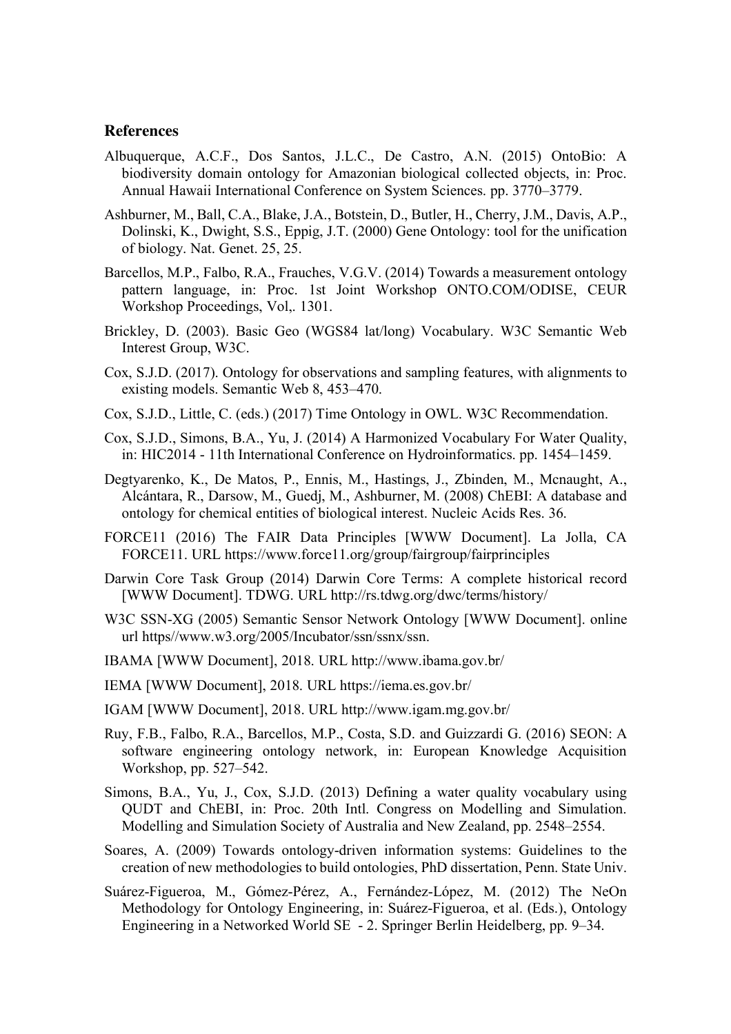## References

Albuquerque, A.C.F., Dos Santos, J.L.C., De Castro, A.N. (2015) OntoBio: A biodiversity domain ontology for Amazonian biological collected objects, in: Proc. Annual Hawaii International Conference on System Sciences. pp. 3770–3779.

Ashburner, M., Ball, C.A., Blake, J.A., Botstein, D., Butler, H., Cherry, J.M., Davis, A.P., Dolinski, K., Dwight, S.S., Eppig, J.T. (2000) Gene Ontology: tool for the unification of biology. Nat. Genet. 25, 25.

Barcellos, M.P., Falbo, R.A., Frauches, V.G.V. (2014) Towards a measurement ontology pattern language, in: Proc. 1st Joint Workshop ONTO.COM/ODISE, CEUR Workshop Proceedings, Vol,. 1301.

Brickley, D. (2003). Basic Geo (WGS84 lat/long) Vocabulary. W3C Semantic Web Interest Group, W3C.

Cox, S.J.D. (2017). Ontology for observations and sampling features, with alignments to existing models. Semantic Web 8, 453–470.

Cox, S.J.D., Little, C. (eds.) (2017) Time Ontology in OWL. W3C Recommendation.

Cox, S.J.D., Simons, B.A., Yu, J. (2014) A Harmonized Vocabulary For Water Quality, in: HIC2014 - 11th International Conference on Hydroinformatics. pp. 1454–1459.

Degtyarenko, K., De Matos, P., Ennis, M., Hastings, J., Zbinden, M., Mcnaught, A., Alcántara, R., Darsow, M., Guedj, M., Ashburner, M. (2008) ChEBI: A database and ontology for chemical entities of biological interest. Nucleic Acids Res. 36.

FORCE11 (2016) The FAIR Data Principles [WWW Document]. La Jolla, CA FORCE11. URL https://www.force11.org/group/fairgroup/fairprinciples

Darwin Core Task Group (2014) Darwin Core Terms: A complete historical record [WWW Document]. TDWG. URL http://rs.tdwg.org/dwc/terms/history/

W3C SSN-XG (2005) Semantic Sensor Network Ontology [WWW Document]. online url https//www.w3.org/2005/Incubator/ssn/ssnx/ssn.

IBAMA [WWW Document], 2018. URL http://www.ibama.gov.br/

IEMA [WWW Document], 2018. URL https://iema.es.gov.br/

IGAM [WWW Document], 2018. URL http://www.igam.mg.gov.br/

Ruy, F.B., Falbo, R.A., Barcellos, M.P., Costa, S.D. and Guizzardi G. (2016) SEON: A software engineering ontology network, in: European Knowledge Acquisition Workshop, pp. 527–542.

Simons, B.A., Yu, J., Cox, S.J.D. (2013) Defining a water quality vocabulary using QUDT and ChEBI, in: Proc. 20th Intl. Congress on Modelling and Simulation. Modelling and Simulation Society of Australia and New Zealand, pp. 2548–2554.

Soares, A. (2009) Towards ontology-driven information systems: Guidelines to the creation of new methodologies to build ontologies, PhD dissertation, Penn. State Univ.

Suárez-Figueroa, M., Gómez-Pérez, A., Fernández-López, M. (2012) The NeOn Methodology for Ontology Engineering, in: Suárez-Figueroa, et al. (Eds.), Ontology Engineering in a Networked World SE - 2. Springer Berlin Heidelberg, pp. 9–34.